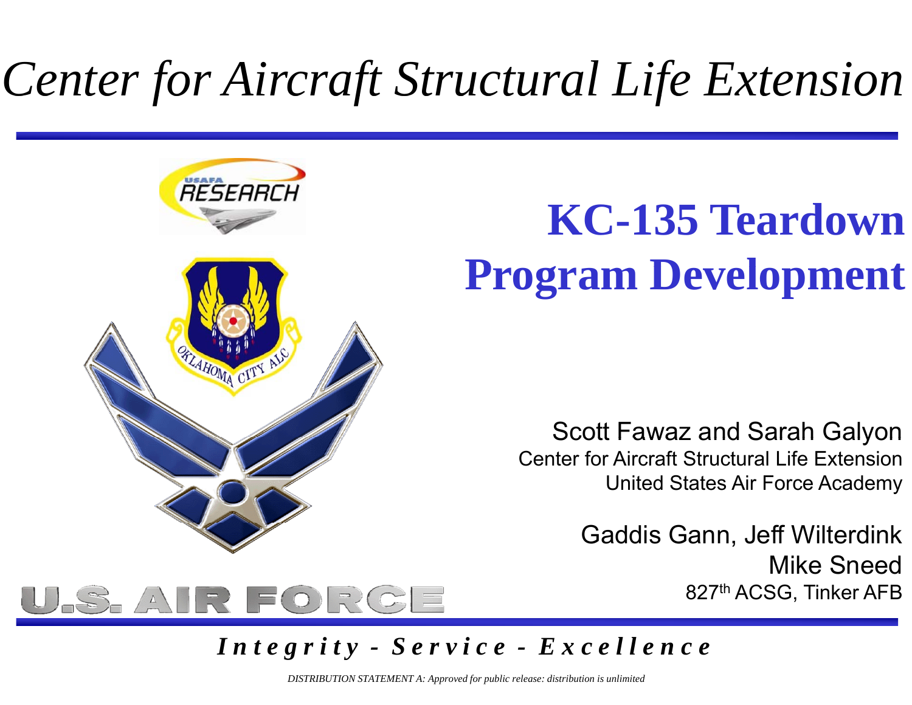# *Center for Aircraft Structural Life Extension*

## KC-135 Teardown Program Development

Scott Fawaz and Sarah Galyon
Center for Aircraft Structural Life Extension
United States Air Force Academy

Gaddis Gann, Jeff Wilterdink
Mike Sneed
827th ACSG, Tinker AFB

***Integrity - Service - Excellence***

*DISTRIBUTION STATEMENT A: Approved for public release: distribution is unlimited*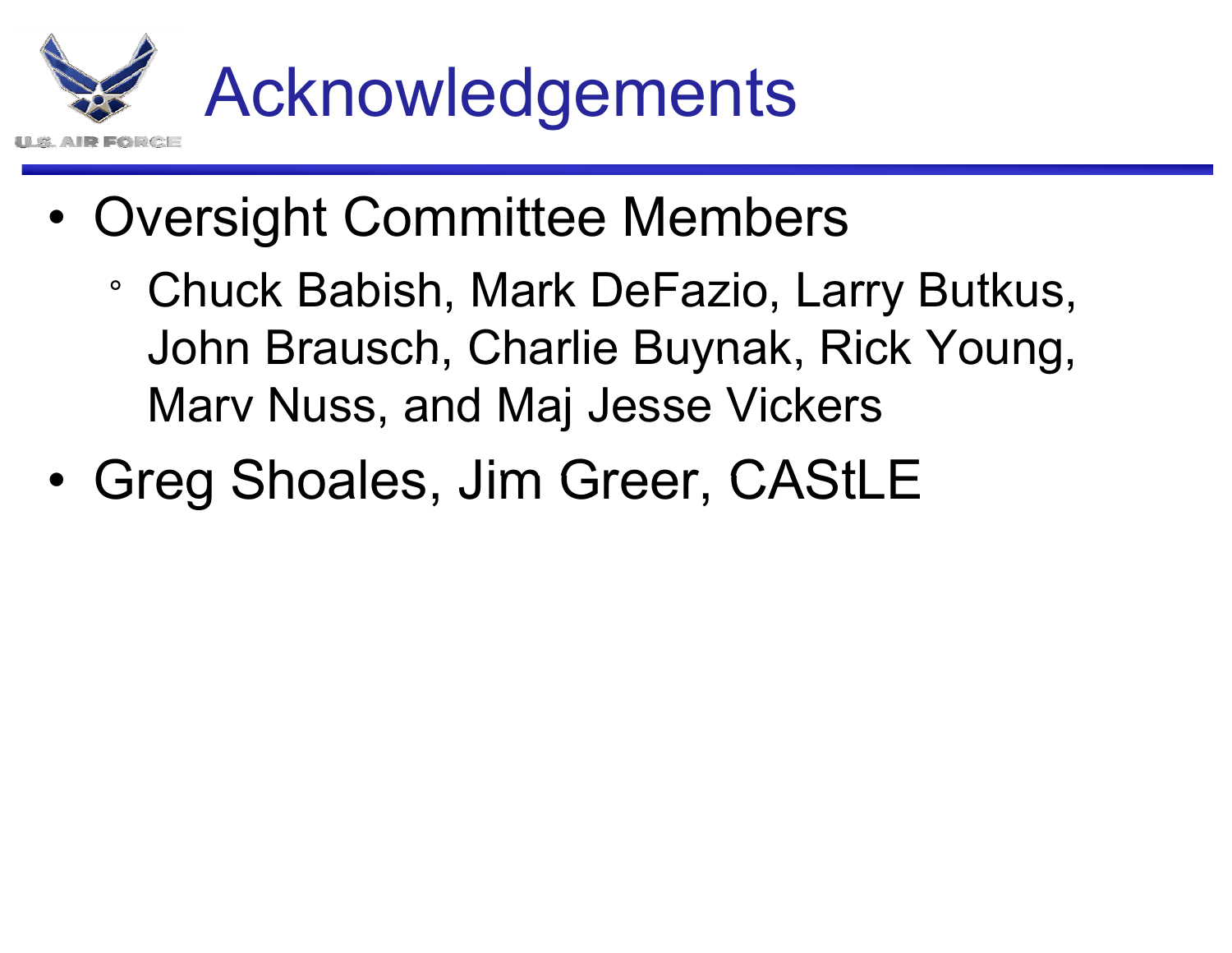# Acknowledgements

- Oversight Committee Members
  - Chuck Babish, Mark DeFazio, Larry Butkus, John Brausch, Charlie Buynak, Rick Young, Marv Nuss, and Maj Jesse Vickers
- Greg Shoales, Jim Greer, CAStLE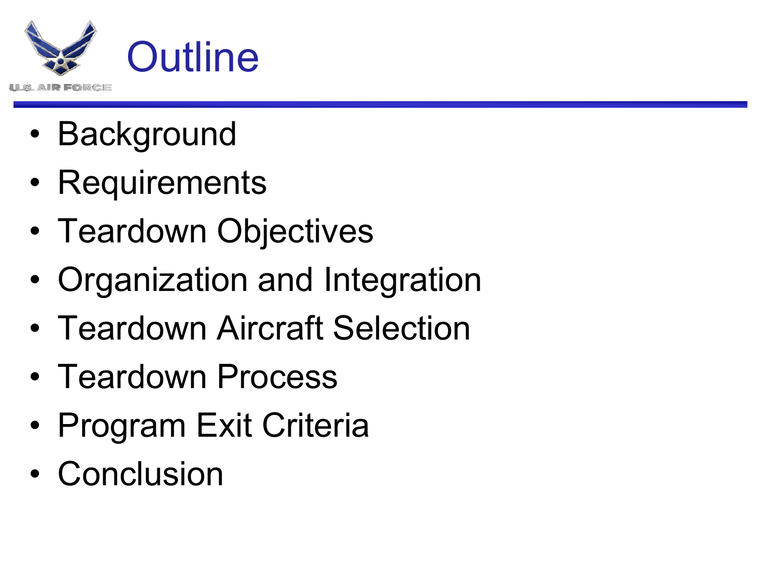# Outline

- Background
- Requirements
- Teardown Objectives
- Organization and Integration
- Teardown Aircraft Selection
- Teardown Process
- Program Exit Criteria
- Conclusion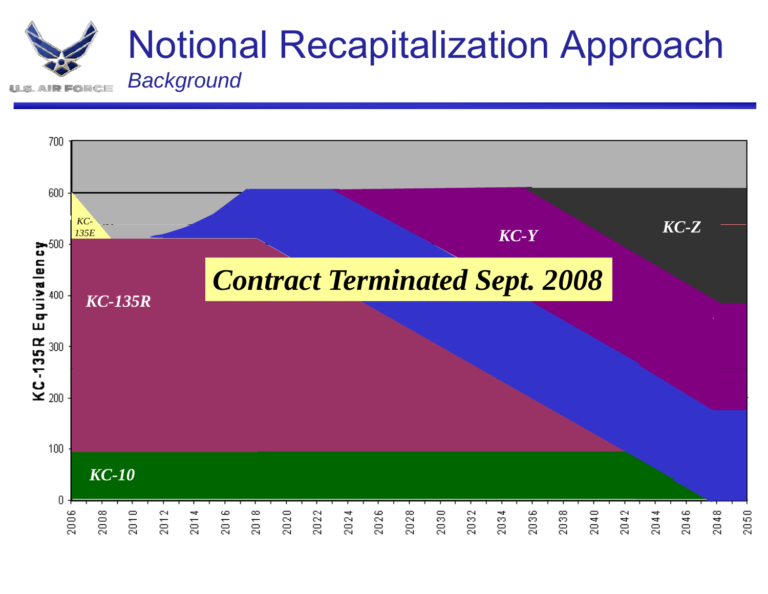# Notional Recapitalization Approach

*Background*

**Contract Terminated Sept. 2008**

KC-135R Equivalency

KC-135E

KC-135R

KC-10

KC-Y

KC-Z

0, 100, 200, 300, 400, 500, 600, 700

2006, 2008, 2010, 2012, 2014, 2016, 2018, 2020, 2022, 2024, 2026, 2028, 2030, 2032, 2034, 2036, 2038, 2040, 2042, 2044, 2046, 2048, 2050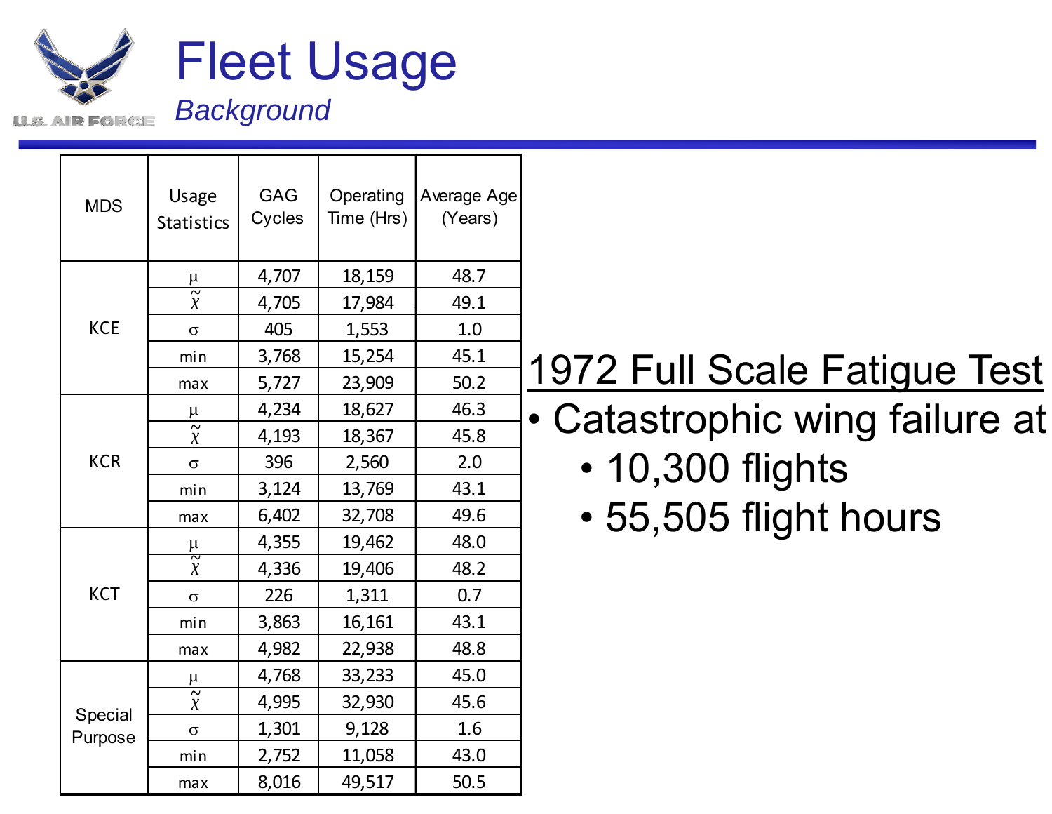# Fleet Usage

*Background*

| MDS | Usage Statistics | GAG Cycles | Operating Time (Hrs) | Average Age (Years) |
|---|---|---|---|---|
| KCE | $\mu$ | 4,707 | 18,159 | 48.7 |
| | $\tilde{\chi}$ | 4,705 | 17,984 | 49.1 |
| | $\sigma$ | 405 | 1,553 | 1.0 |
| | min | 3,768 | 15,254 | 45.1 |
| | max | 5,727 | 23,909 | 50.2 |
| KCR | $\mu$ | 4,234 | 18,627 | 46.3 |
| | $\tilde{\chi}$ | 4,193 | 18,367 | 45.8 |
| | $\sigma$ | 396 | 2,560 | 2.0 |
| | min | 3,124 | 13,769 | 43.1 |
| | max | 6,402 | 32,708 | 49.6 |
| KCT | $\mu$ | 4,355 | 19,462 | 48.0 |
| | $\tilde{\chi}$ | 4,336 | 19,406 | 48.2 |
| | $\sigma$ | 226 | 1,311 | 0.7 |
| | min | 3,863 | 16,161 | 43.1 |
| | max | 4,982 | 22,938 | 48.8 |
| Special Purpose | $\mu$ | 4,768 | 33,233 | 45.0 |
| | $\tilde{\chi}$ | 4,995 | 32,930 | 45.6 |
| | $\sigma$ | 1,301 | 9,128 | 1.6 |
| | min | 2,752 | 11,058 | 43.0 |
| | max | 8,016 | 49,517 | 50.5 |

## 1972 Full Scale Fatigue Test

- Catastrophic wing failure at
  - 10,300 flights
  - 55,505 flight hours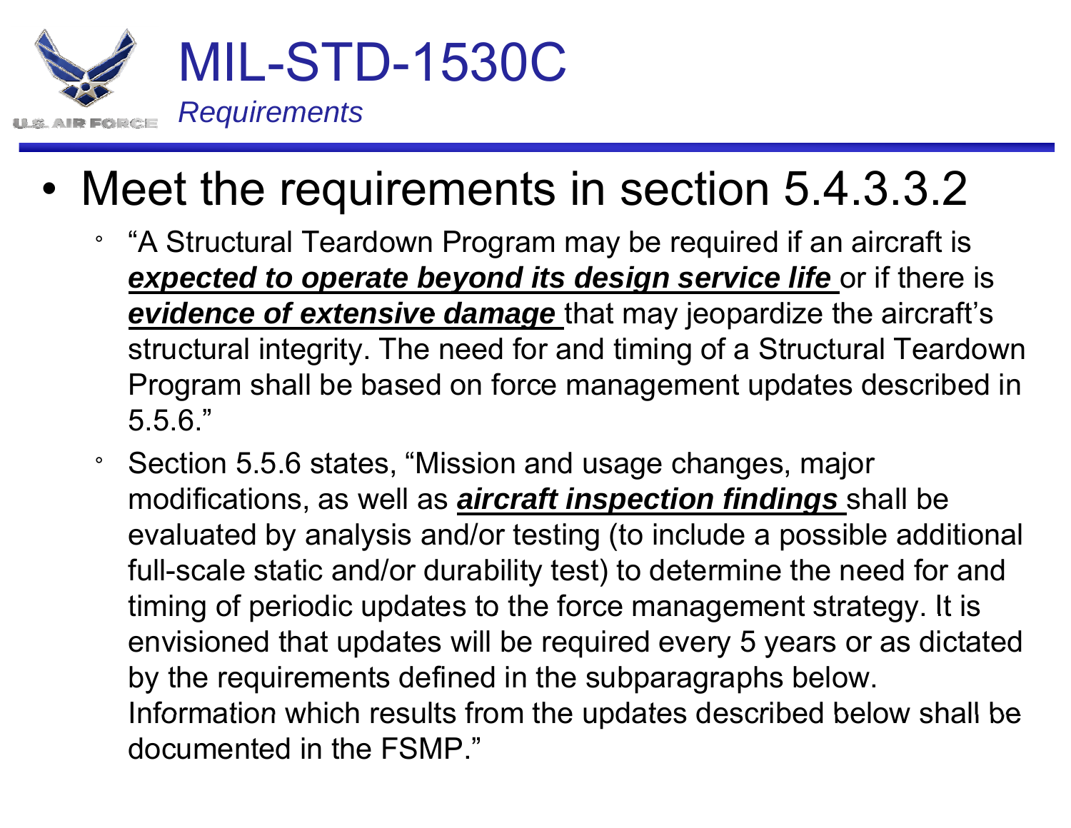# MIL-STD-1530C

*Requirements*

- Meet the requirements in section 5.4.3.3.2
  - "A Structural Teardown Program may be required if an aircraft is ***expected to operate beyond its design service life*** or if there is ***evidence of extensive damage*** that may jeopardize the aircraft's structural integrity. The need for and timing of a Structural Teardown Program shall be based on force management updates described in 5.5.6."
  - Section 5.5.6 states, "Mission and usage changes, major modifications, as well as ***aircraft inspection findings*** shall be evaluated by analysis and/or testing (to include a possible additional full-scale static and/or durability test) to determine the need for and timing of periodic updates to the force management strategy. It is envisioned that updates will be required every 5 years or as dictated by the requirements defined in the subparagraphs below. Information which results from the updates described below shall be documented in the FSMP."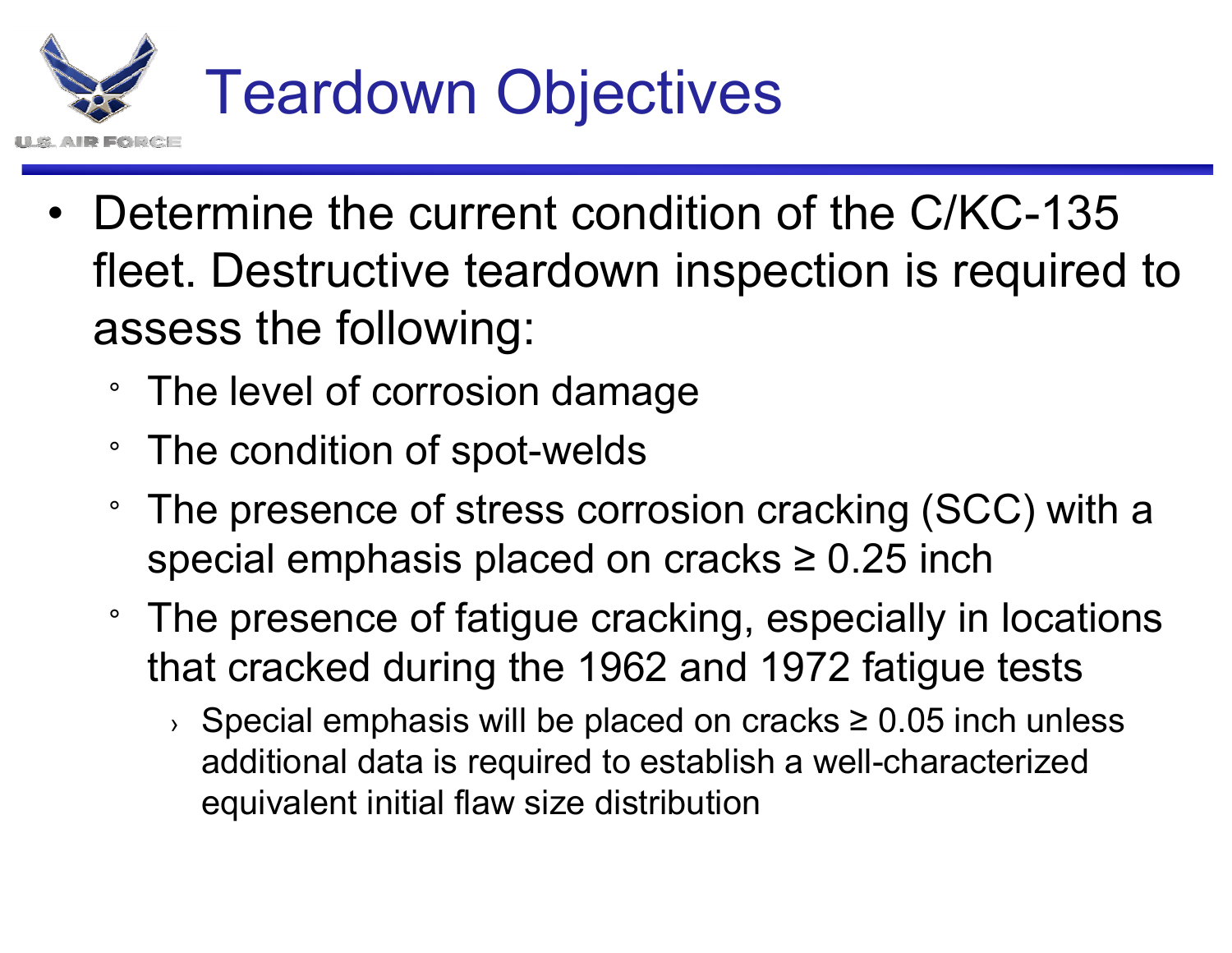# Teardown Objectives

- Determine the current condition of the C/KC-135 fleet. Destructive teardown inspection is required to assess the following:
  - The level of corrosion damage
  - The condition of spot-welds
  - The presence of stress corrosion cracking (SCC) with a special emphasis placed on cracks ≥ 0.25 inch
  - The presence of fatigue cracking, especially in locations that cracked during the 1962 and 1972 fatigue tests
    - Special emphasis will be placed on cracks ≥ 0.05 inch unless additional data is required to establish a well-characterized equivalent initial flaw size distribution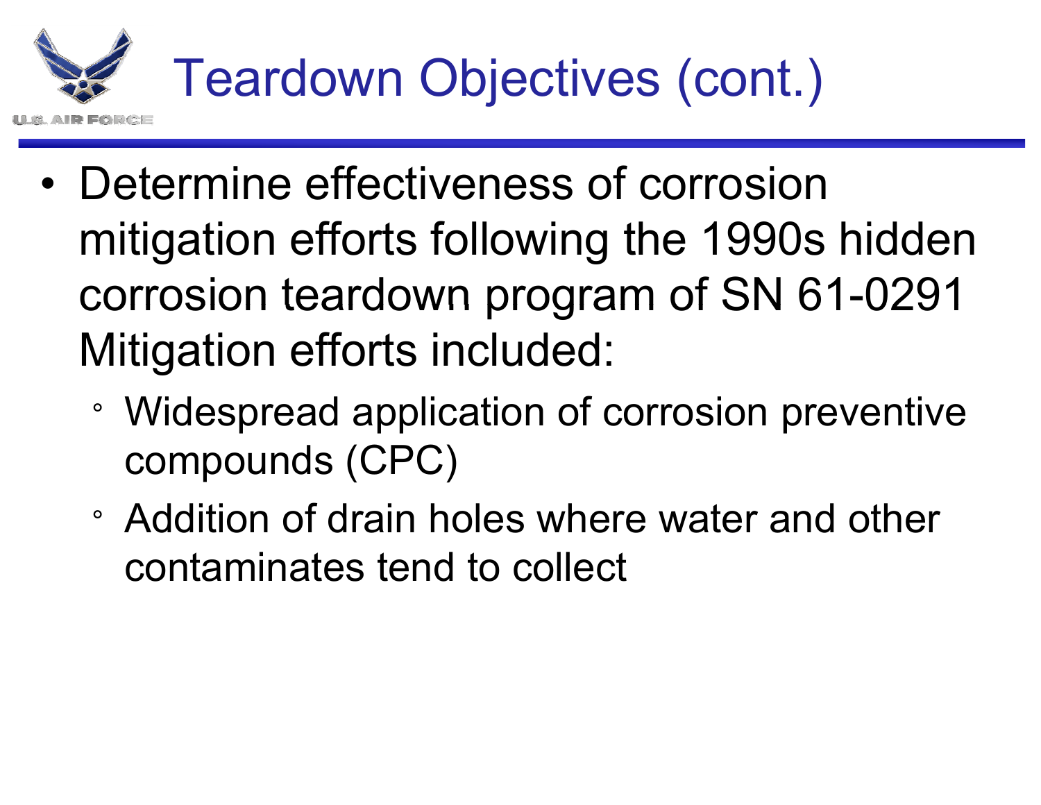# Teardown Objectives (cont.)

- Determine effectiveness of corrosion mitigation efforts following the 1990s hidden corrosion teardown program of SN 61-0291 Mitigation efforts included:
  - Widespread application of corrosion preventive compounds (CPC)
  - Addition of drain holes where water and other contaminates tend to collect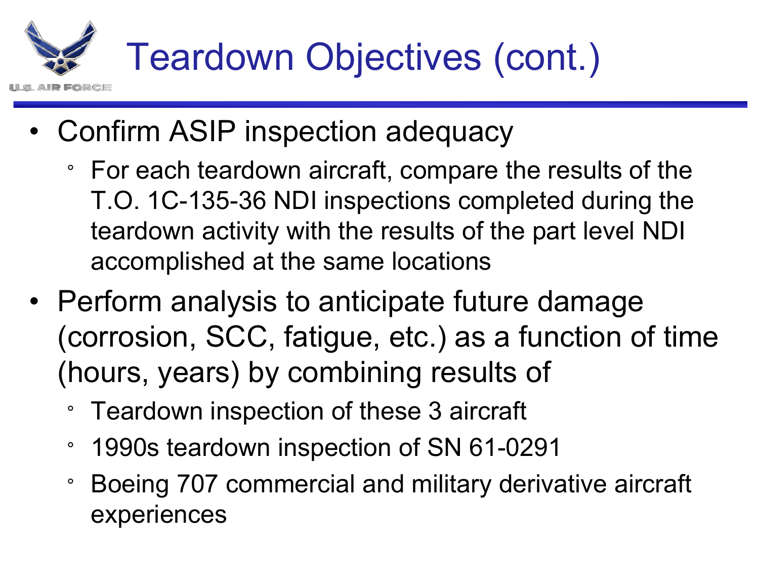# Teardown Objectives (cont.)

- Confirm ASIP inspection adequacy
  - For each teardown aircraft, compare the results of the T.O. 1C-135-36 NDI inspections completed during the teardown activity with the results of the part level NDI accomplished at the same locations
- Perform analysis to anticipate future damage (corrosion, SCC, fatigue, etc.) as a function of time (hours, years) by combining results of
  - Teardown inspection of these 3 aircraft
  - 1990s teardown inspection of SN 61-0291
  - Boeing 707 commercial and military derivative aircraft experiences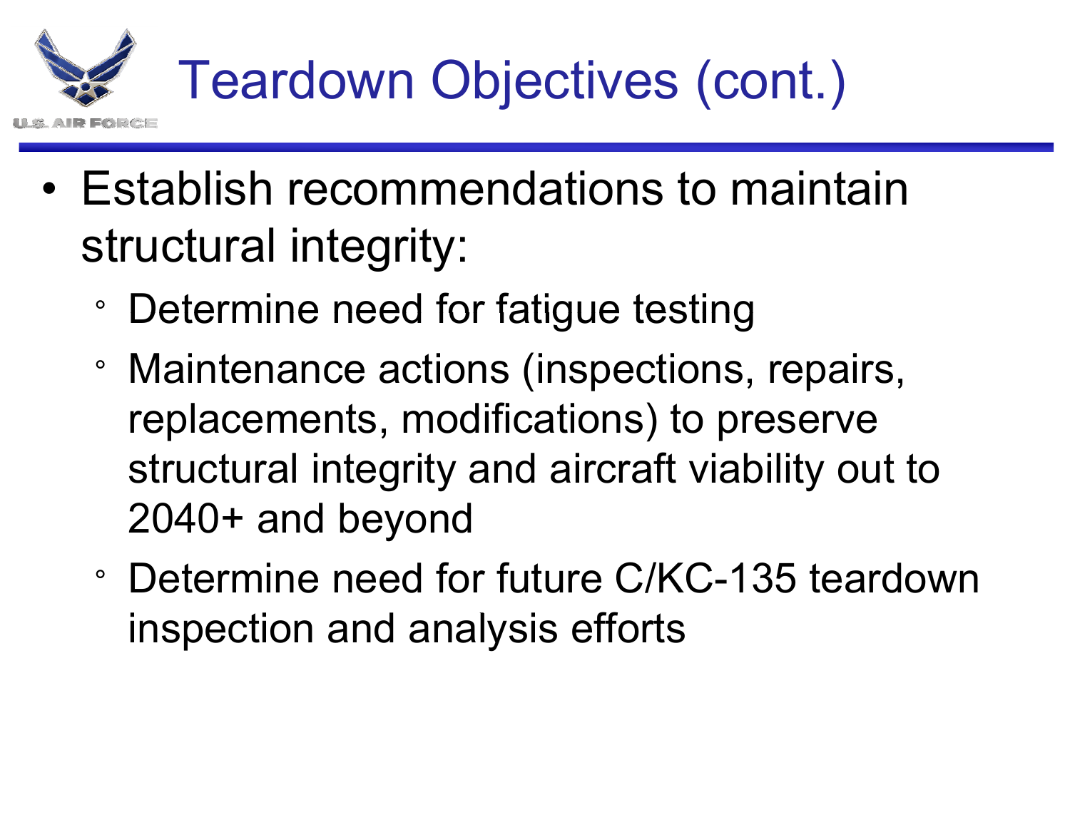# Teardown Objectives (cont.)

- Establish recommendations to maintain structural integrity:
  - Determine need for fatigue testing
  - Maintenance actions (inspections, repairs, replacements, modifications) to preserve structural integrity and aircraft viability out to 2040+ and beyond
  - Determine need for future C/KC-135 teardown inspection and analysis efforts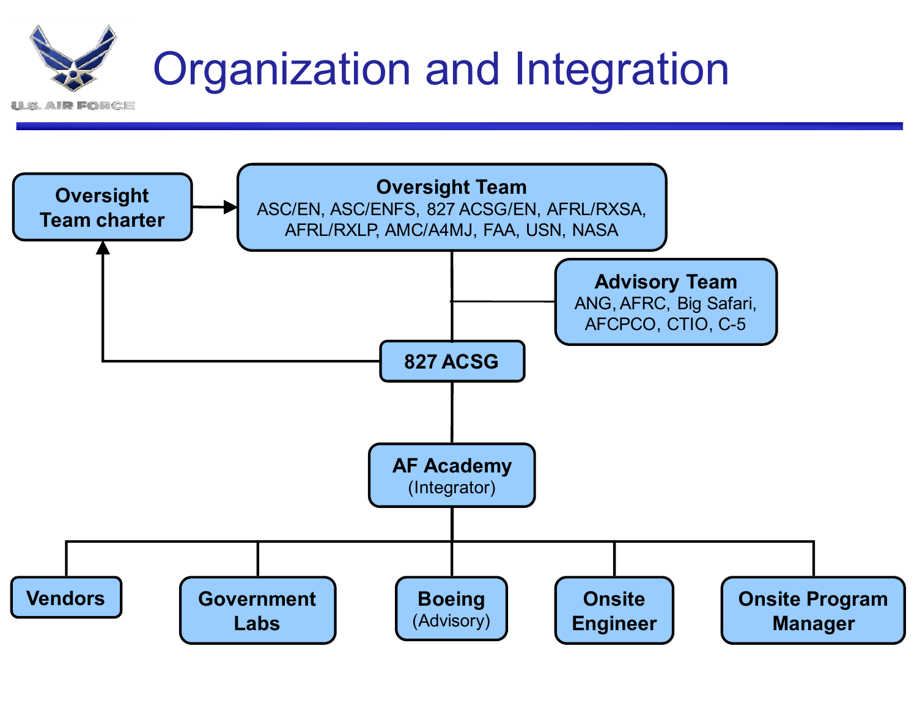# Organization and Integration

**Oversight Team charter**

**Oversight Team**
ASC/EN, ASC/ENFS, 827 ACSG/EN, AFRL/RXSA, AFRL/RXLP, AMC/A4MJ, FAA, USN, NASA

**Advisory Team**
ANG, AFRC, Big Safari, AFCPCO, CTIO, C-5

**827 ACSG**

**AF Academy**
(Integrator)

- **Vendors**
- **Government Labs**
- **Boeing** (Advisory)
- **Onsite Engineer**
- **Onsite Program Manager**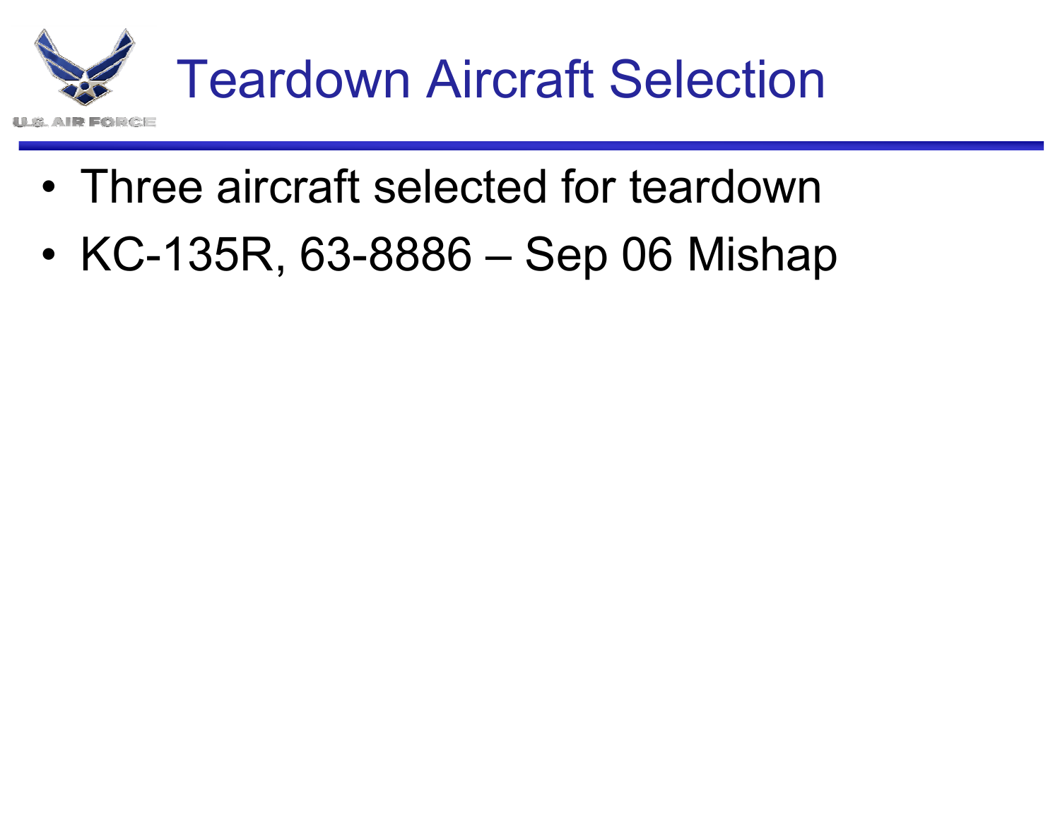# Teardown Aircraft Selection

- Three aircraft selected for teardown
- KC-135R, 63-8886 – Sep 06 Mishap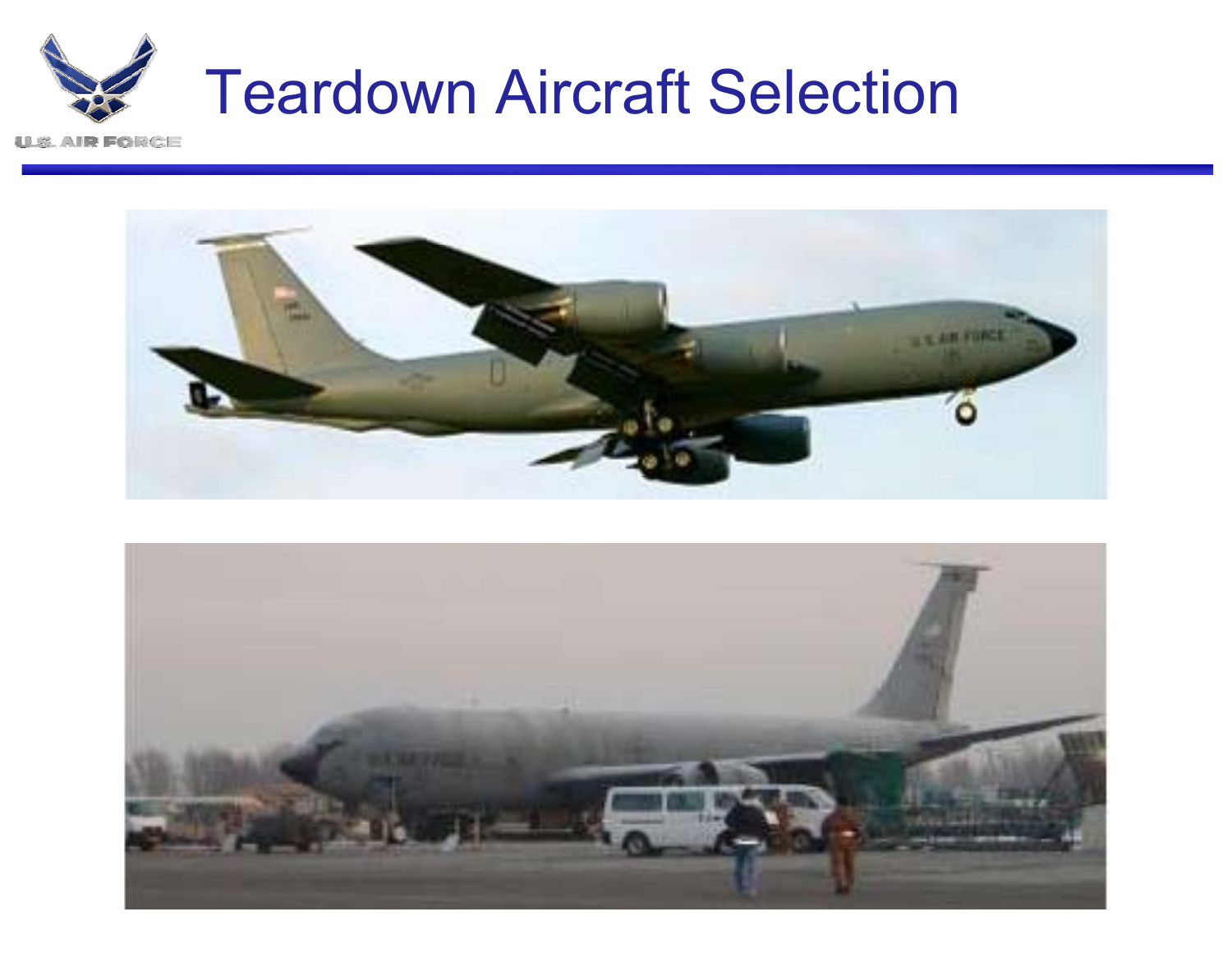# Teardown Aircraft Selection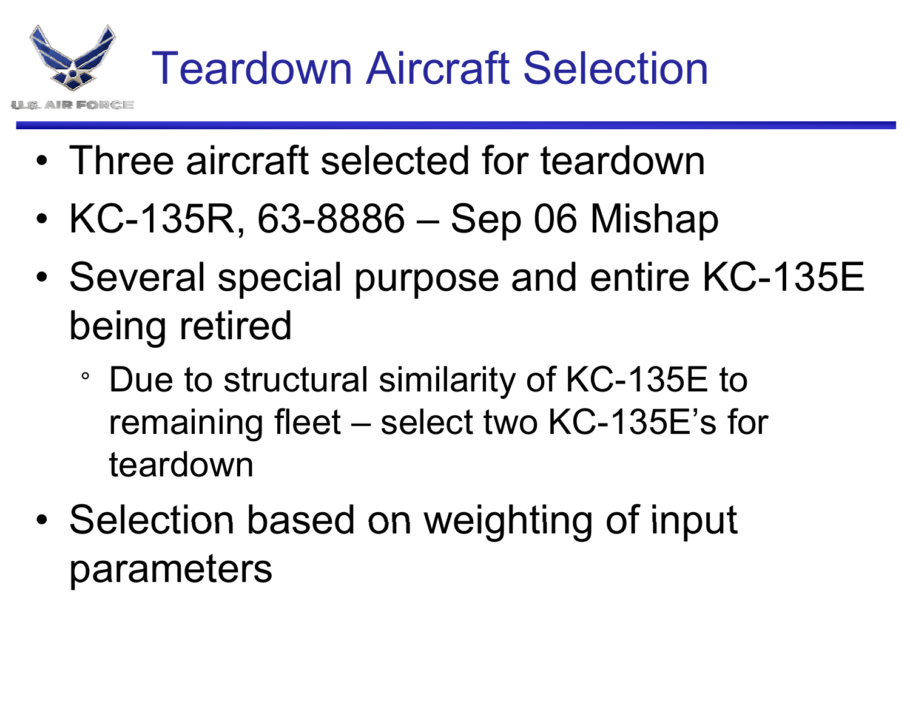# Teardown Aircraft Selection

- Three aircraft selected for teardown
- KC-135R, 63-8886 – Sep 06 Mishap
- Several special purpose and entire KC-135E being retired
  - Due to structural similarity of KC-135E to remaining fleet – select two KC-135E's for teardown
- Selection based on weighting of input parameters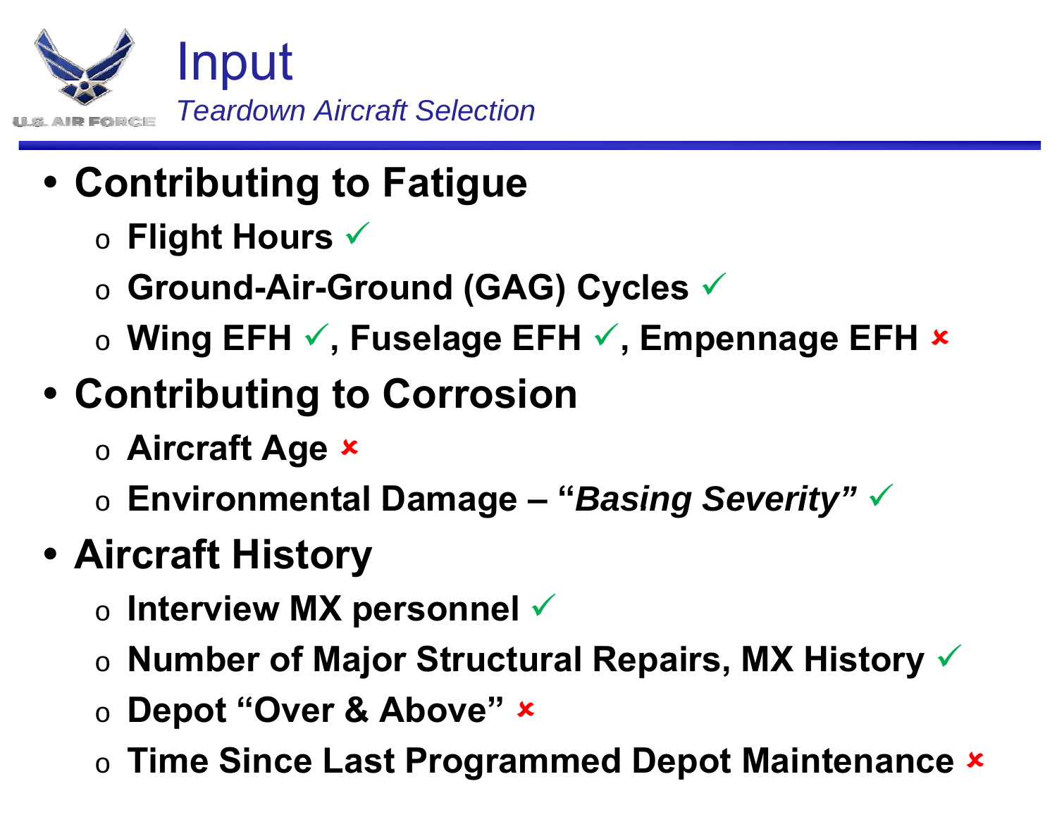# Input

*Teardown Aircraft Selection*

- **Contributing to Fatigue**
  - **Flight Hours** ✓
  - **Ground-Air-Ground (GAG) Cycles** ✓
  - **Wing EFH** ✓**, Fuselage EFH** ✓**, Empennage EFH** ✗
- **Contributing to Corrosion**
  - **Aircraft Age** ✗
  - **Environmental Damage – "*Basing Severity*"** ✓
- **Aircraft History**
  - **Interview MX personnel** ✓
  - **Number of Major Structural Repairs, MX History** ✓
  - **Depot "Over & Above"** ✗
  - **Time Since Last Programmed Depot Maintenance** ✗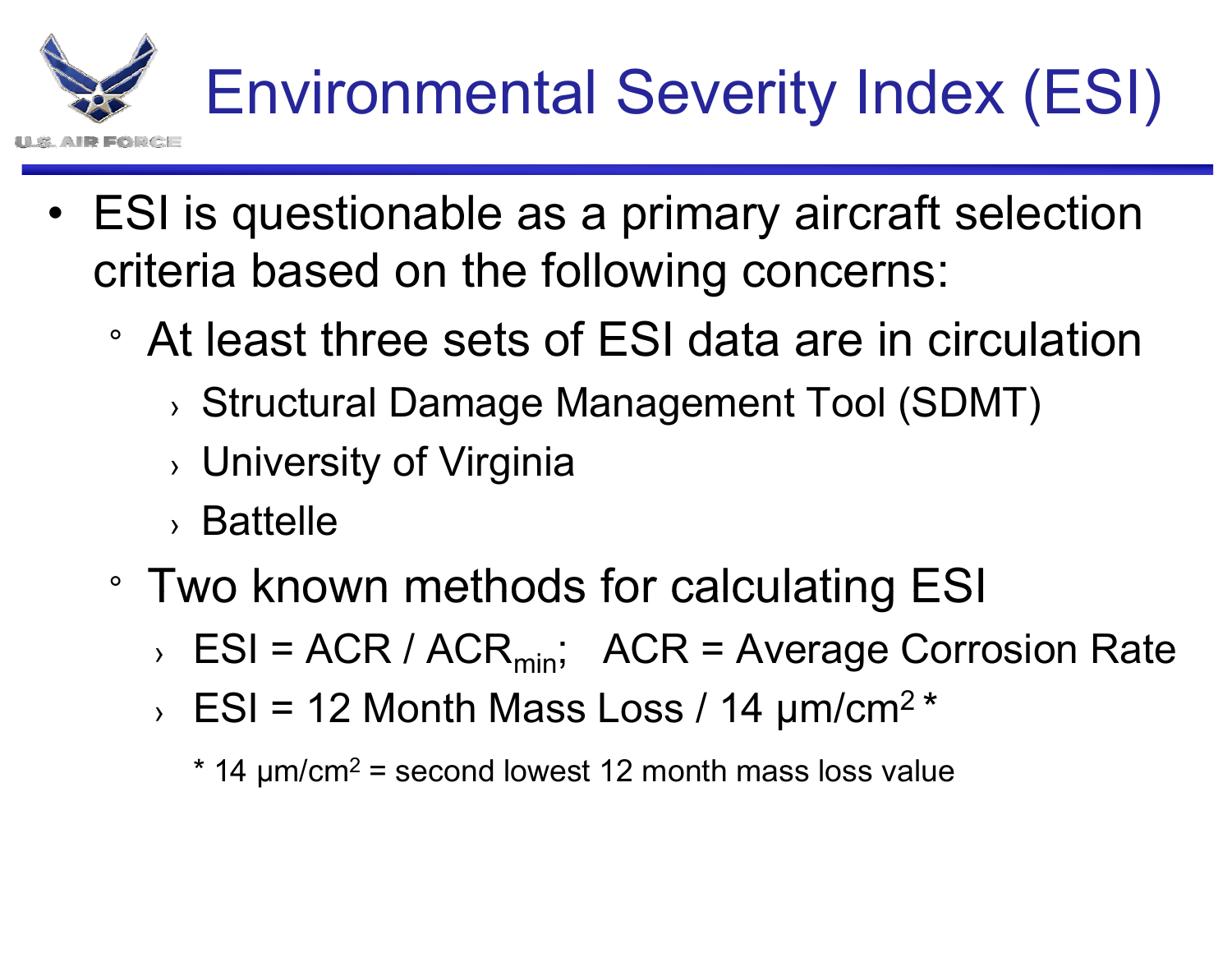# Environmental Severity Index (ESI)

- ESI is questionable as a primary aircraft selection criteria based on the following concerns:
  - At least three sets of ESI data are in circulation
    - Structural Damage Management Tool (SDMT)
    - University of Virginia
    - Battelle
  - Two known methods for calculating ESI
    - $ESI = ACR / ACR_{min}$; ACR = Average Corrosion Rate
    - ESI = 12 Month Mass Loss / 14 $\mu m/cm^2$ *

      * 14 $\mu m/cm^2$ = second lowest 12 month mass loss value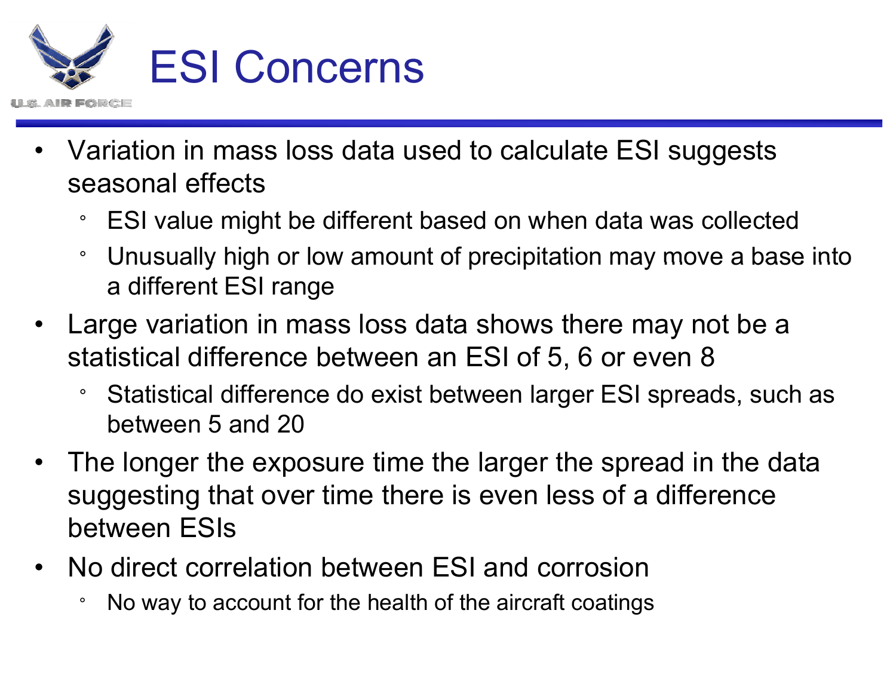# ESI Concerns

- Variation in mass loss data used to calculate ESI suggests seasonal effects
  - ESI value might be different based on when data was collected
  - Unusually high or low amount of precipitation may move a base into a different ESI range
- Large variation in mass loss data shows there may not be a statistical difference between an ESI of 5, 6 or even 8
  - Statistical difference do exist between larger ESI spreads, such as between 5 and 20
- The longer the exposure time the larger the spread in the data suggesting that over time there is even less of a difference between ESIs
- No direct correlation between ESI and corrosion
  - No way to account for the health of the aircraft coatings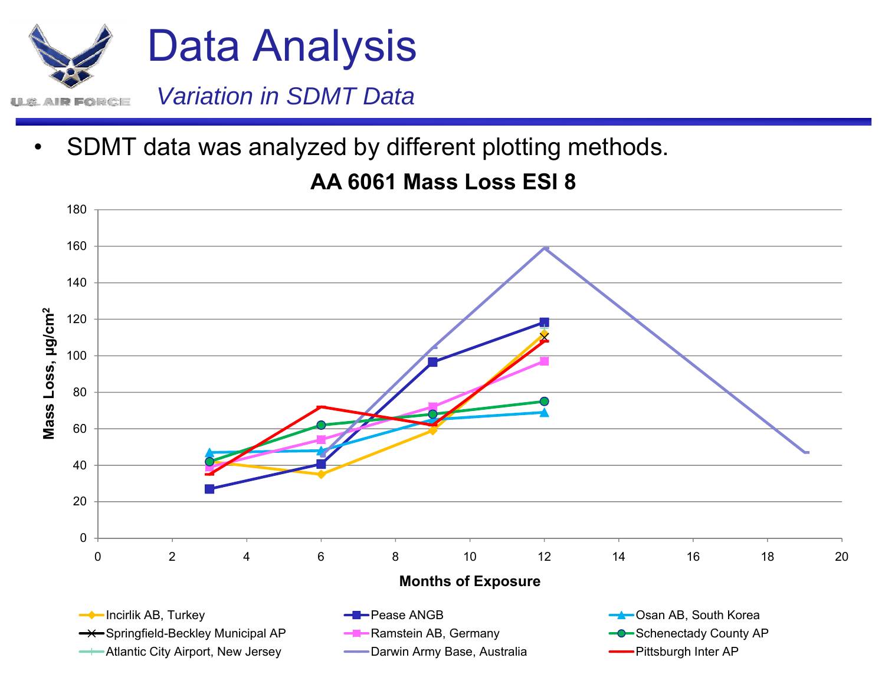# Data Analysis

*Variation in SDMT Data*

- SDMT data was analyzed by different plotting methods.

**AA 6061 Mass Loss ESI 8**

Y-axis: Mass Loss, μg/cm² (0–180)

X-axis: Months of Exposure (0–20)

Legend: Incirlik AB, Turkey; Pease ANGB; Osan AB, South Korea; Springfield-Beckley Municipal AP; Ramstein AB, Germany; Schenectady County AP; Atlantic City Airport, New Jersey; Darwin Army Base, Australia; Pittsburgh Inter AP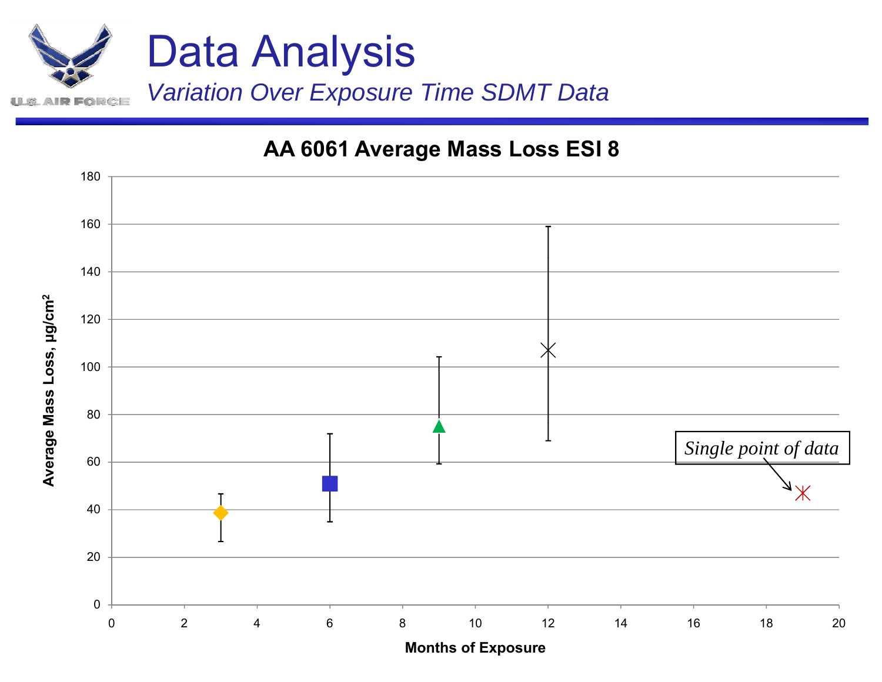# Data Analysis

*Variation Over Exposure Time SDMT Data*

**AA 6061 Average Mass Loss ESI 8**

Average Mass Loss, µg/cm²

Months of Exposure

*Single point of data*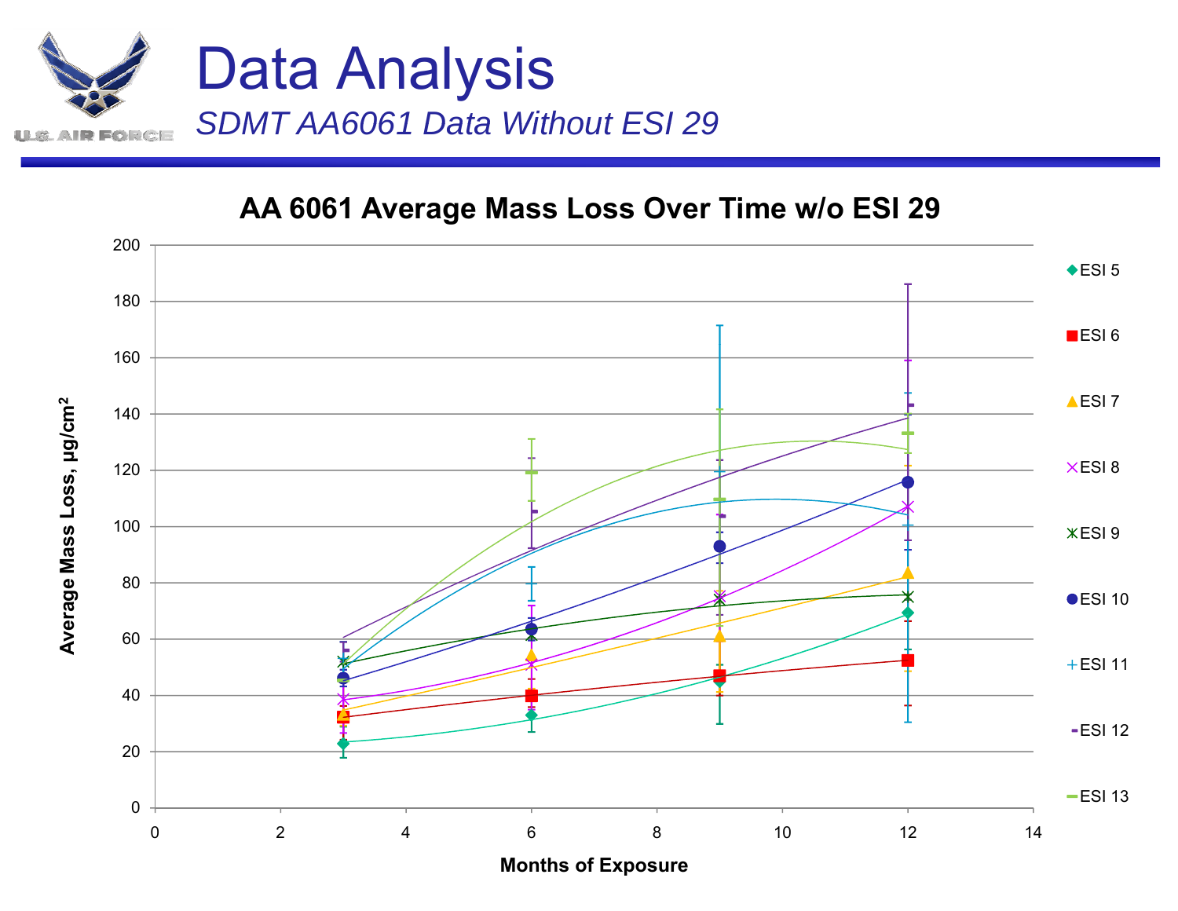# Data Analysis

*SDMT AA6061 Data Without ESI 29*

**AA 6061 Average Mass Loss Over Time w/o ESI 29**

Y-axis: Average Mass Loss, $\mu g/cm^2$ (0–200)

X-axis: Months of Exposure (0–14)

Legend: ESI 5, ESI 6, ESI 7, ESI 8, ESI 9, ESI 10, ESI 11, ESI 12, ESI 13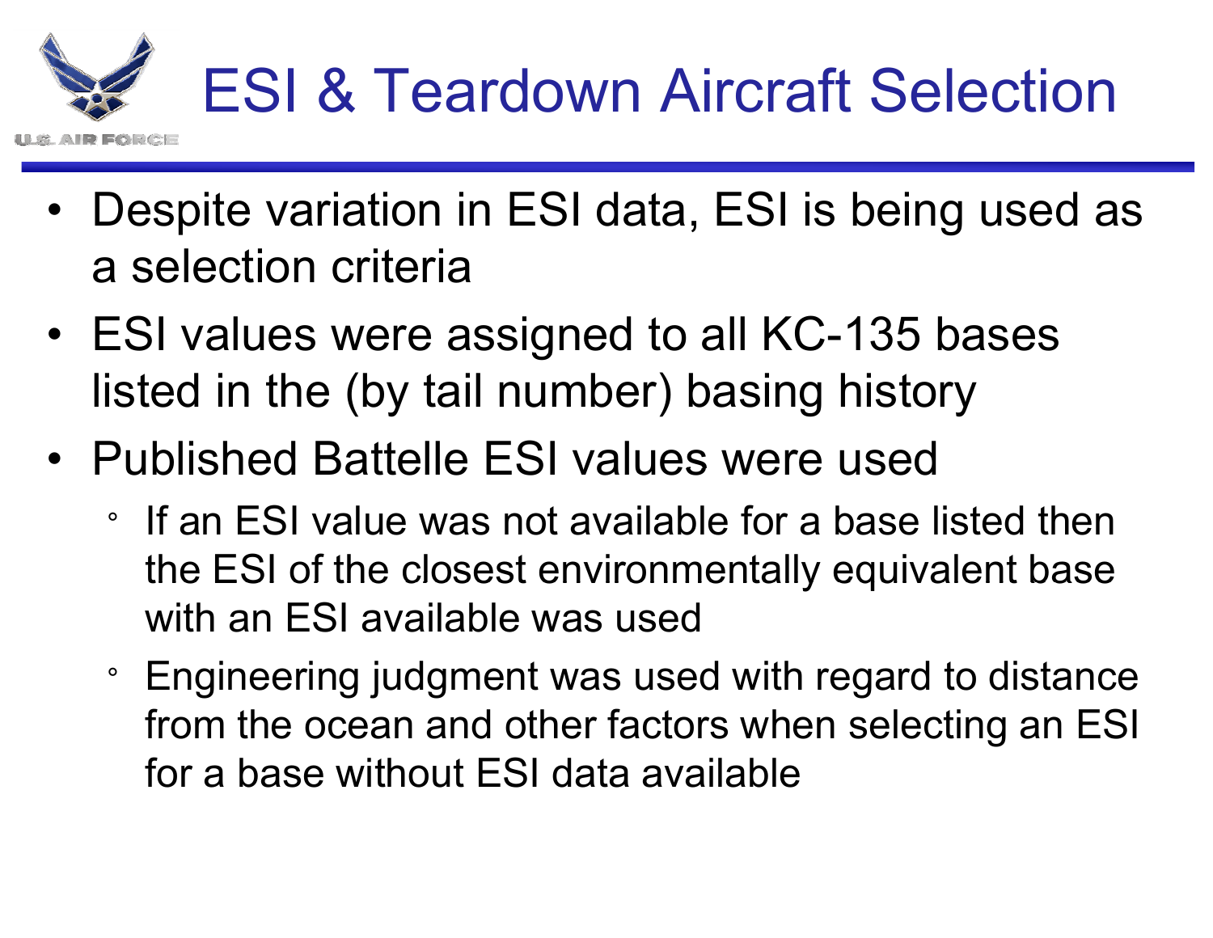# ESI & Teardown Aircraft Selection

- Despite variation in ESI data, ESI is being used as a selection criteria
- ESI values were assigned to all KC-135 bases listed in the (by tail number) basing history
- Published Battelle ESI values were used
  - If an ESI value was not available for a base listed then the ESI of the closest environmentally equivalent base with an ESI available was used
  - Engineering judgment was used with regard to distance from the ocean and other factors when selecting an ESI for a base without ESI data available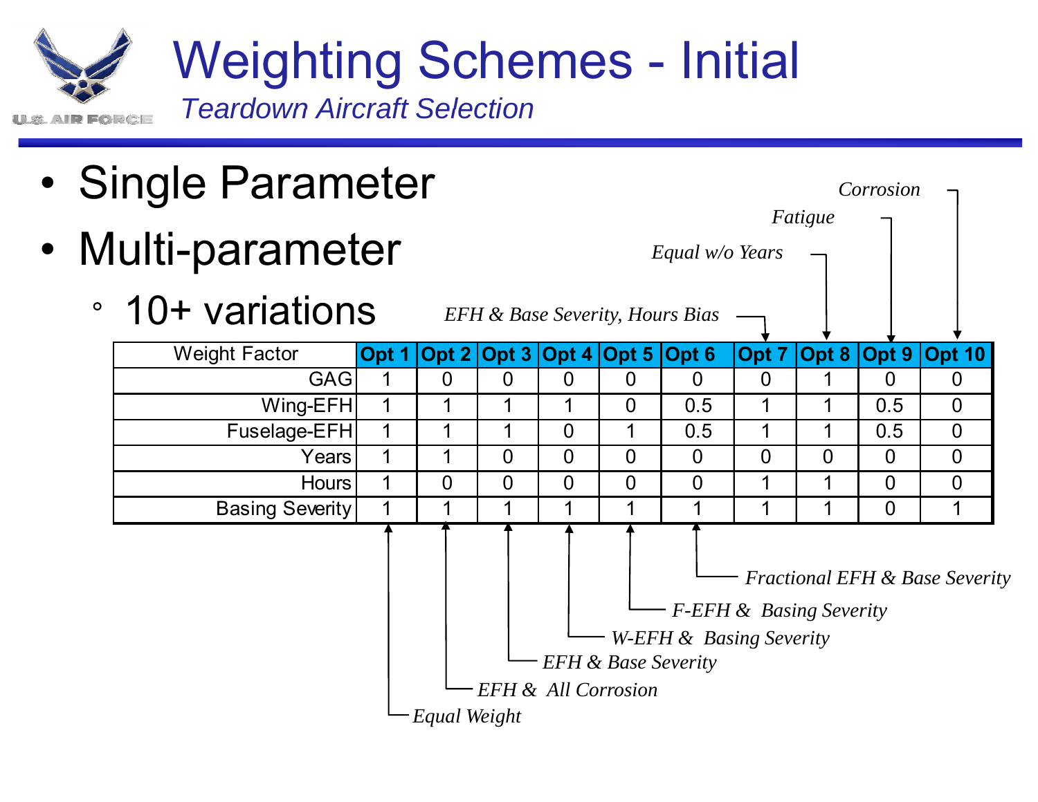# Weighting Schemes - Initial

*Teardown Aircraft Selection*

- Single Parameter
- Multi-parameter
  - 10+ variations

| Weight Factor | Opt 1 | Opt 2 | Opt 3 | Opt 4 | Opt 5 | Opt 6 | Opt 7 | Opt 8 | Opt 9 | Opt 10 |
|---|---|---|---|---|---|---|---|---|---|---|
| GAG | 1 | 0 | 0 | 0 | 0 | 0 | 0 | 1 | 0 | 0 |
| Wing-EFH | 1 | 1 | 1 | 1 | 0 | 0.5 | 1 | 1 | 0.5 | 0 |
| Fuselage-EFH | 1 | 1 | 1 | 0 | 1 | 0.5 | 1 | 1 | 0.5 | 0 |
| Years | 1 | 1 | 0 | 0 | 0 | 0 | 0 | 0 | 0 | 0 |
| Hours | 1 | 0 | 0 | 0 | 0 | 0 | 1 | 1 | 0 | 0 |
| Basing Severity | 1 | 1 | 1 | 1 | 1 | 1 | 1 | 1 | 0 | 1 |

- Opt 1: *Equal Weight*
- Opt 2: *EFH & All Corrosion*
- Opt 3: *EFH & Base Severity*
- Opt 4: *W-EFH & Basing Severity*
- Opt 5: *F-EFH & Basing Severity*
- Opt 6: *Fractional EFH & Base Severity*
- Opt 7: *EFH & Base Severity, Hours Bias*
- Opt 8: *Equal w/o Years*
- Opt 9: *Fatigue*
- Opt 10: *Corrosion*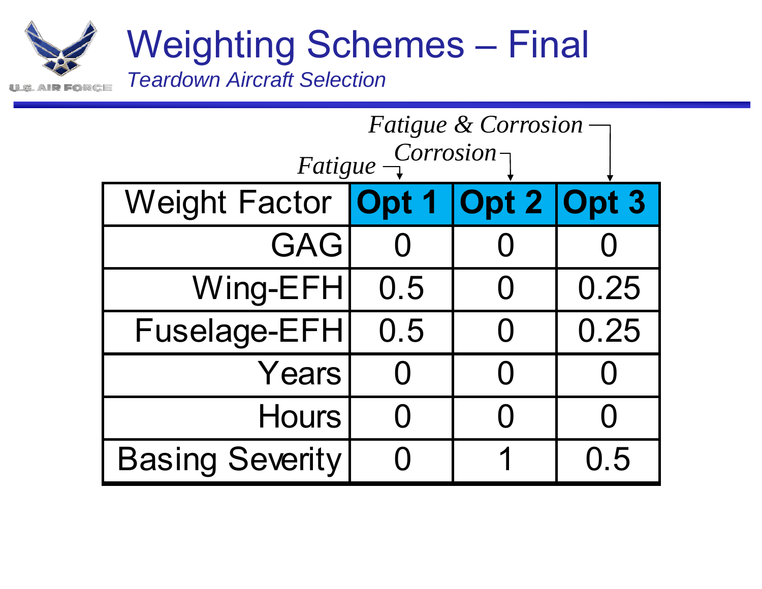# Weighting Schemes – Final

*Teardown Aircraft Selection*

*Fatigue* → Opt 1; *Corrosion* → Opt 2; *Fatigue & Corrosion* → Opt 3

| Weight Factor | Opt 1 | Opt 2 | Opt 3 |
|---|---|---|---|
| GAG | 0 | 0 | 0 |
| Wing-EFH | 0.5 | 0 | 0.25 |
| Fuselage-EFH | 0.5 | 0 | 0.25 |
| Years | 0 | 0 | 0 |
| Hours | 0 | 0 | 0 |
| Basing Severity | 0 | 1 | 0.5 |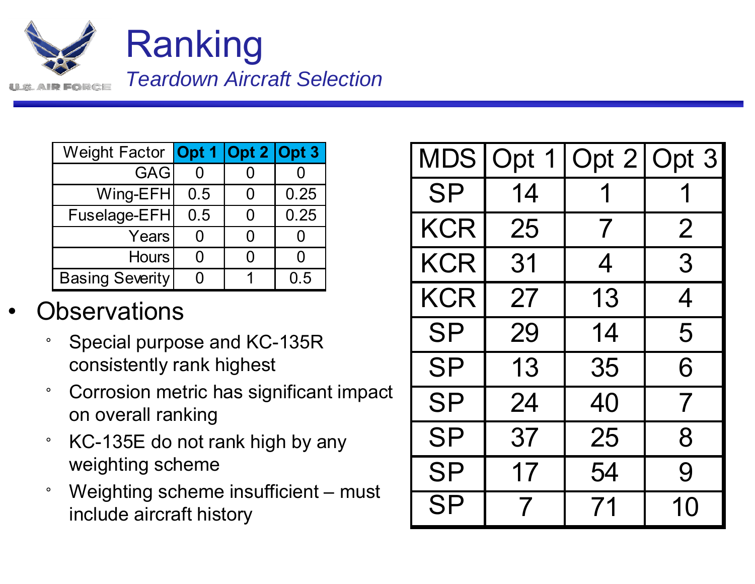# Ranking

*Teardown Aircraft Selection*

| Weight Factor | Opt 1 | Opt 2 | Opt 3 |
|---|---|---|---|
| GAG | 0 | 0 | 0 |
| Wing-EFH | 0.5 | 0 | 0.25 |
| Fuselage-EFH | 0.5 | 0 | 0.25 |
| Years | 0 | 0 | 0 |
| Hours | 0 | 0 | 0 |
| Basing Severity | 0 | 1 | 0.5 |

- Observations
  - Special purpose and KC-135R consistently rank highest
  - Corrosion metric has significant impact on overall ranking
  - KC-135E do not rank high by any weighting scheme
  - Weighting scheme insufficient – must include aircraft history

| MDS | Opt 1 | Opt 2 | Opt 3 |
|---|---|---|---|
| SP | 14 | 1 | 1 |
| KCR | 25 | 7 | 2 |
| KCR | 31 | 4 | 3 |
| KCR | 27 | 13 | 4 |
| SP | 29 | 14 | 5 |
| SP | 13 | 35 | 6 |
| SP | 24 | 40 | 7 |
| SP | 37 | 25 | 8 |
| SP | 17 | 54 | 9 |
| SP | 7 | 71 | 10 |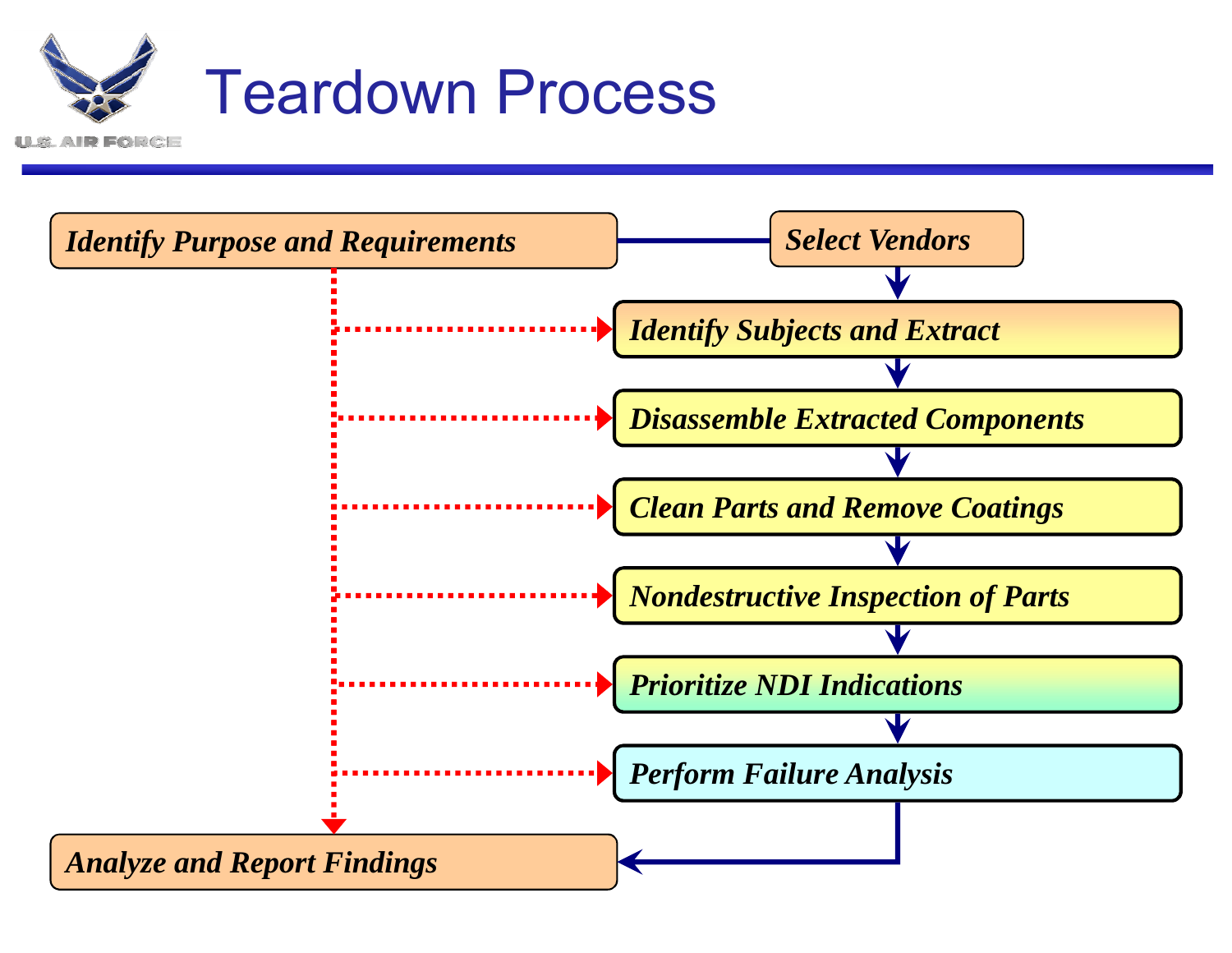# Teardown Process

- *Identify Purpose and Requirements*
- *Select Vendors*
- *Identify Subjects and Extract*
- *Disassemble Extracted Components*
- *Clean Parts and Remove Coatings*
- *Nondestructive Inspection of Parts*
- *Prioritize NDI Indications*
- *Perform Failure Analysis*
- *Analyze and Report Findings*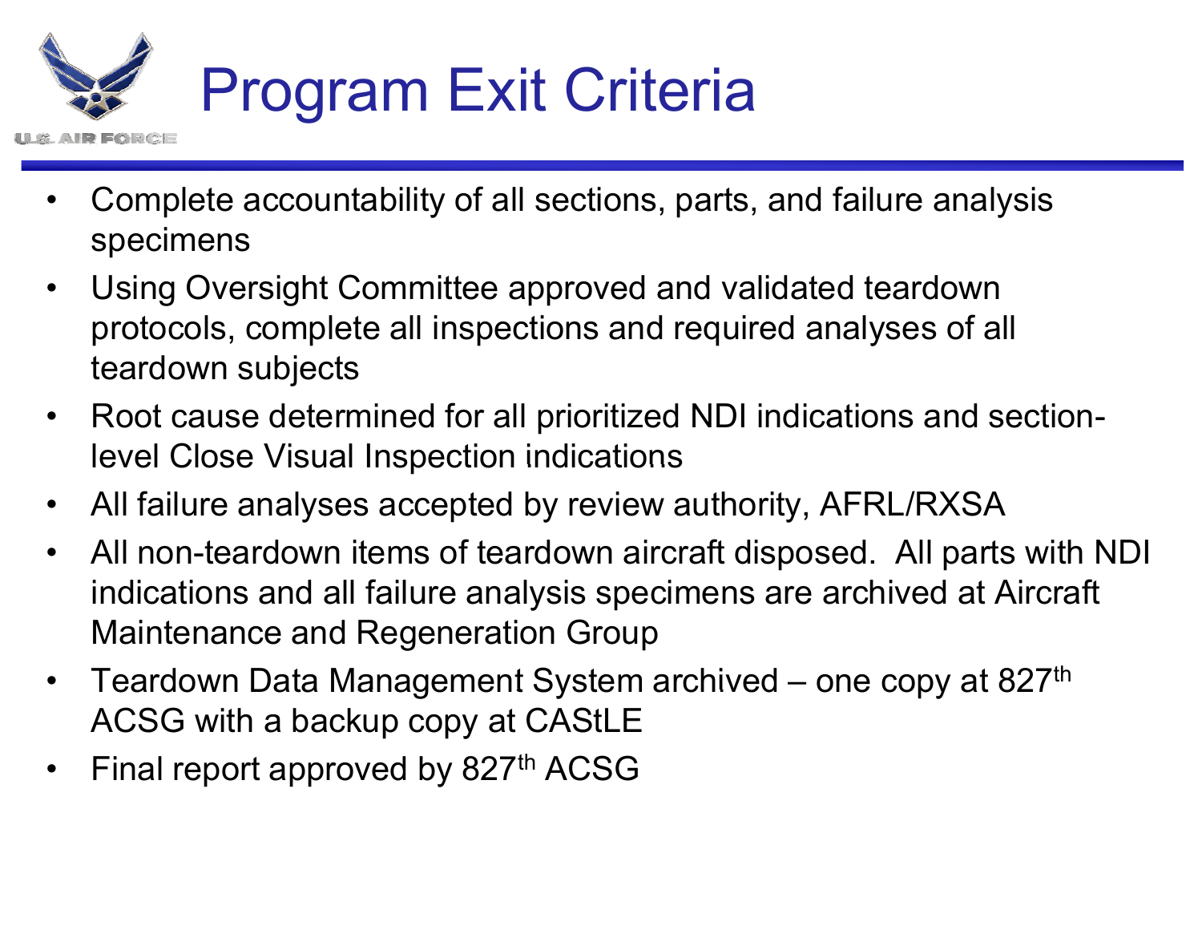# Program Exit Criteria

- Complete accountability of all sections, parts, and failure analysis specimens
- Using Oversight Committee approved and validated teardown protocols, complete all inspections and required analyses of all teardown subjects
- Root cause determined for all prioritized NDI indications and section-level Close Visual Inspection indications
- All failure analyses accepted by review authority, AFRL/RXSA
- All non-teardown items of teardown aircraft disposed. All parts with NDI indications and all failure analysis specimens are archived at Aircraft Maintenance and Regeneration Group
- Teardown Data Management System archived – one copy at 827th ACSG with a backup copy at CAStLE
- Final report approved by 827th ACSG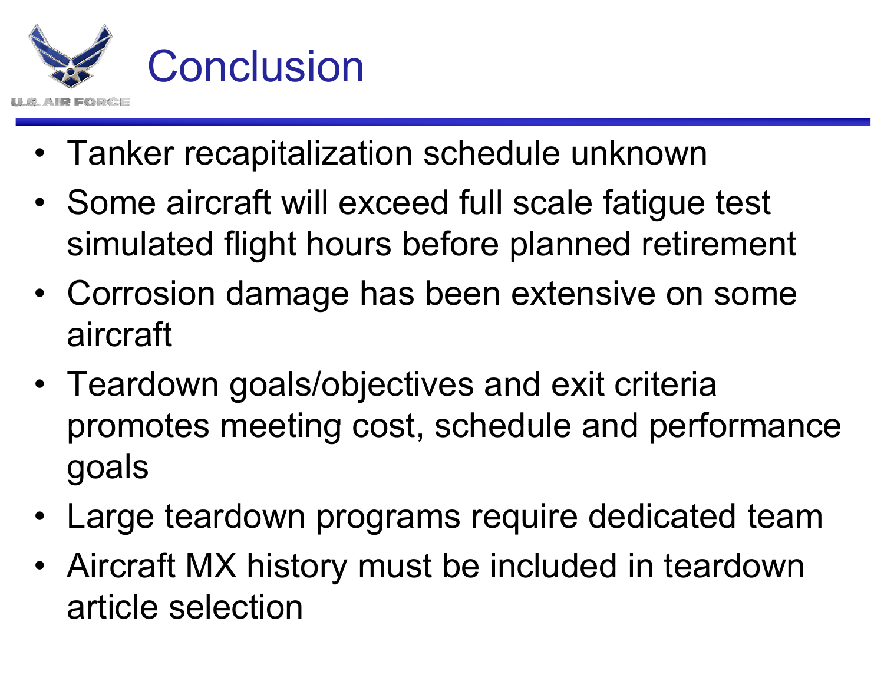# Conclusion

- Tanker recapitalization schedule unknown
- Some aircraft will exceed full scale fatigue test simulated flight hours before planned retirement
- Corrosion damage has been extensive on some aircraft
- Teardown goals/objectives and exit criteria promotes meeting cost, schedule and performance goals
- Large teardown programs require dedicated team
- Aircraft MX history must be included in teardown article selection